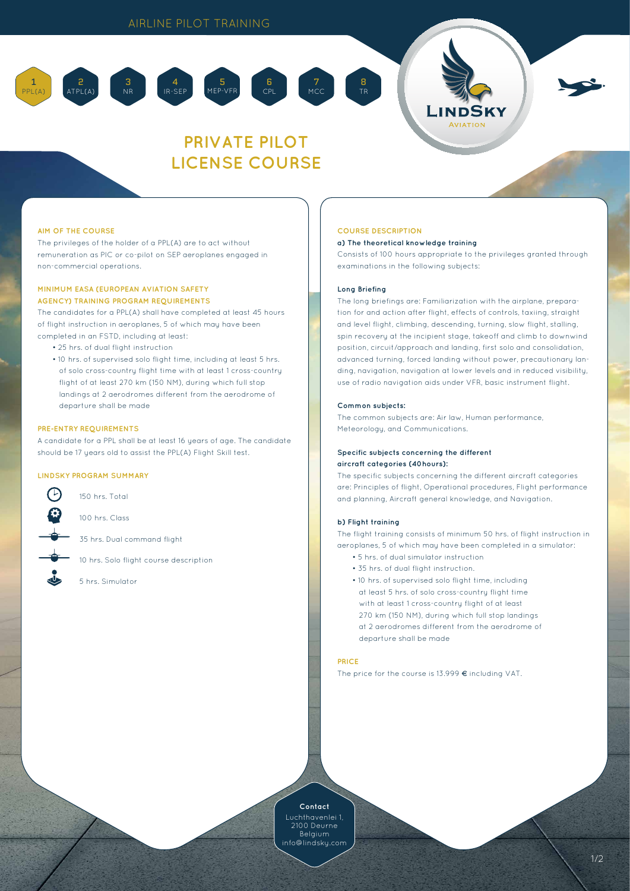AIRLINE PILOT TRAINING

1 PPL(A) · 2 ATPL(A) · 3 NR · 4 IR-SEP · 5 MEP-VFR · 6 CPL · 7 MCC · 8 TR

LINDSKY AVIATION

# PRIVATE PILOT LICENSE COURSE

## AIM OF THE COURSE

The privileges of the holder of a PPL(A) are to act without remuneration as PIC or co-pilot on SEP aeroplanes engaged in non-commercial operations.

## MINIMUM EASA (EUROPEAN AVIATION SAFETY AGENCY) TRAINING PROGRAM REQUIREMENTS

The candidates for a PPL(A) shall have completed at least 45 hours of flight instruction in aeroplanes, 5 of which may have been completed in an FSTD, including at least:

- 25 hrs. of dual flight instruction
- 10 hrs. of supervised solo flight time, including at least 5 hrs. of solo cross-country flight time with at least 1 cross-country flight of at least 270 km (150 NM), during which full stop landings at 2 aerodromes different from the aerodrome of departure shall be made

## PRE-ENTRY REQUIREMENTS

A candidate for a PPL shall be at least 16 years of age. The candidate should be 17 years old to assist the PPL(A) Flight Skill test.

## LINDSKY PROGRAM SUMMARY

- 150 hrs. Total
- 100 hrs. Class
- 35 hrs. Dual command flight
- 10 hrs. Solo flight course description
- 5 hrs. Simulator

## COURSE DESCRIPTION

**a) The theoretical knowledge training**

Consists of 100 hours appropriate to the privileges granted through examinations in the following subjects:

**Long Briefing**

The long briefings are: Familiarization with the airplane, preparation for and action after flight, effects of controls, taxiing, straight and level flight, climbing, descending, turning, slow flight, stalling, spin recovery at the incipient stage, takeoff and climb to downwind position, circuit/approach and landing, first solo and consolidation, advanced turning, forced landing without power, precautionary landing, navigation, navigation at lower levels and in reduced visibility, use of radio navigation aids under VFR, basic instrument flight.

**Common subjects:**

The common subjects are: Air law, Human performance, Meteorology, and Communications.

**Specific subjects concerning the different aircraft categories (40 hours):**

The specific subjects concerning the different aircraft categories are: Principles of flight, Operational procedures, Flight performance and planning, Aircraft general knowledge, and Navigation.

**b) Flight training**

The flight training consists of minimum 50 hrs. of flight instruction in aeroplanes, 5 of which may have been completed in a simulator:

- 5 hrs. of dual simulator instruction
- 35 hrs. of dual flight instruction.
- 10 hrs. of supervised solo flight time, including at least 5 hrs. of solo cross-country flight time with at least 1 cross-country flight of at least 270 km (150 NM), during which full stop landings at 2 aerodromes different from the aerodrome of departure shall be made

## PRICE

The price for the course is 13.999 € including VAT.

**Contact**
Luchthavenlei 1,
2100 Deurne
Belgium
info@lindsky.com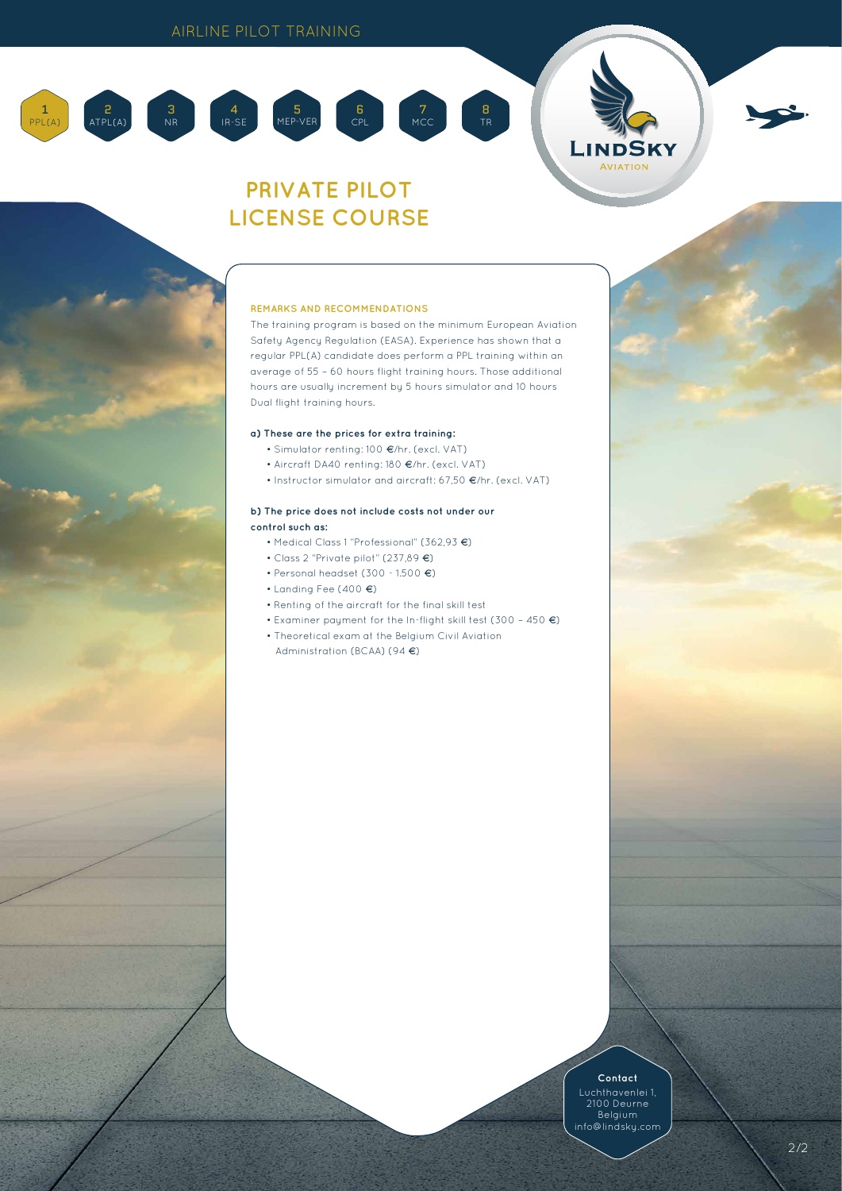AIRLINE PILOT TRAINING

1 PPL(A) · 2 ATPL(A) · 3 NR · 4 IR-SE · 5 MEP-VER · 6 CPL · 7 MCC · 8 TR

LINDSKY AVIATION

# PRIVATE PILOT LICENSE COURSE

## REMARKS AND RECOMMENDATIONS

The training program is based on the minimum European Aviation Safety Agency Regulation (EASA). Experience has shown that a regular PPL(A) candidate does perform a PPL training within an average of 55 – 60 hours flight training hours. Those additional hours are usually increment by 5 hours simulator and 10 hours Dual flight training hours.

**a) These are the prices for extra training:**

- Simulator renting: 100 €/hr. (excl. VAT)
- Aircraft DA40 renting: 180 €/hr. (excl. VAT)
- Instructor simulator and aircraft: 67,50 €/hr. (excl. VAT)

**b) The price does not include costs not under our control such as:**

- Medical Class 1 "Professional" (362,93 €)
- Class 2 "Private pilot" (237,89 €)
- Personal headset (300 - 1.500 €)
- Landing Fee (400 €)
- Renting of the aircraft for the final skill test
- Examiner payment for the In-flight skill test (300 – 450 €)
- Theoretical exam at the Belgium Civil Aviation Administration (BCAA) (94 €)

**Contact**
Luchthavenlei 1,
2100 Deurne
Belgium
info@lindsky.com